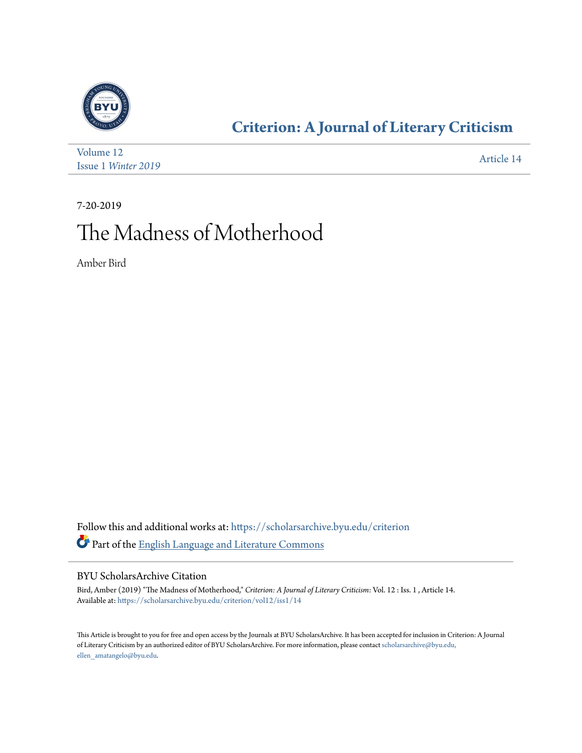# Criterion: A Journal of Literary Criticism

Volume 12
Issue 1 *Winter 2019*

Article 14

7-20-2019

# The Madness of Motherhood

Amber Bird

Follow this and additional works at: https://scholarsarchive.byu.edu/criterion

Part of the English Language and Literature Commons

## BYU ScholarsArchive Citation

Bird, Amber (2019) "The Madness of Motherhood," *Criterion: A Journal of Literary Criticism*: Vol. 12 : Iss. 1 , Article 14.
Available at: https://scholarsarchive.byu.edu/criterion/vol12/iss1/14

This Article is brought to you for free and open access by the Journals at BYU ScholarsArchive. It has been accepted for inclusion in Criterion: A Journal of Literary Criticism by an authorized editor of BYU ScholarsArchive. For more information, please contact scholarsarchive@byu.edu, ellen_amatangelo@byu.edu.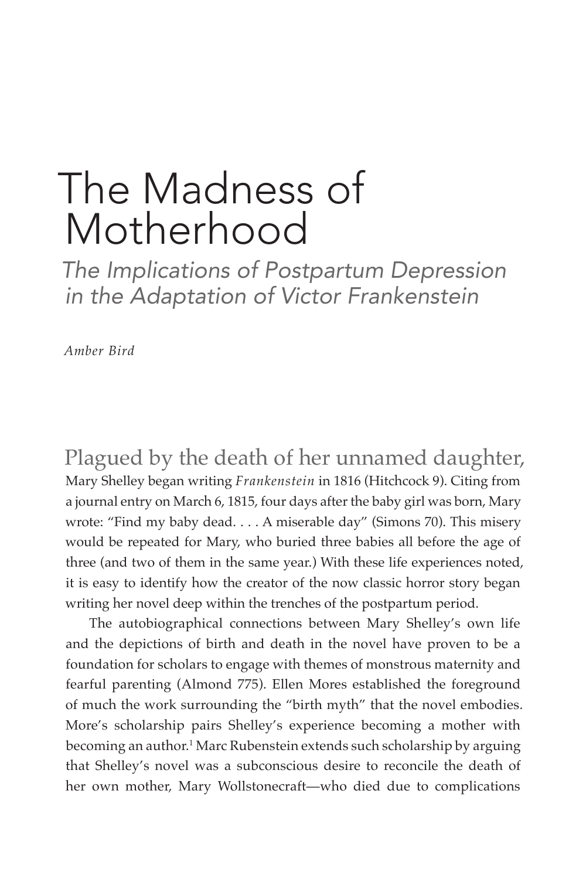# The Madness of Motherhood

## *The Implications of Postpartum Depression in the Adaptation of Victor Frankenstein*

*Amber Bird*

Plagued by the death of her unnamed daughter, Mary Shelley began writing *Frankenstein* in 1816 (Hitchcock 9). Citing from a journal entry on March 6, 1815, four days after the baby girl was born, Mary wrote: "Find my baby dead. . . . A miserable day" (Simons 70). This misery would be repeated for Mary, who buried three babies all before the age of three (and two of them in the same year.) With these life experiences noted, it is easy to identify how the creator of the now classic horror story began writing her novel deep within the trenches of the postpartum period.

The autobiographical connections between Mary Shelley's own life and the depictions of birth and death in the novel have proven to be a foundation for scholars to engage with themes of monstrous maternity and fearful parenting (Almond 775). Ellen Mores established the foreground of much the work surrounding the "birth myth" that the novel embodies. More's scholarship pairs Shelley's experience becoming a mother with becoming an author.[1] Marc Rubenstein extends such scholarship by arguing that Shelley's novel was a subconscious desire to reconcile the death of her own mother, Mary Wollstonecraft—who died due to complications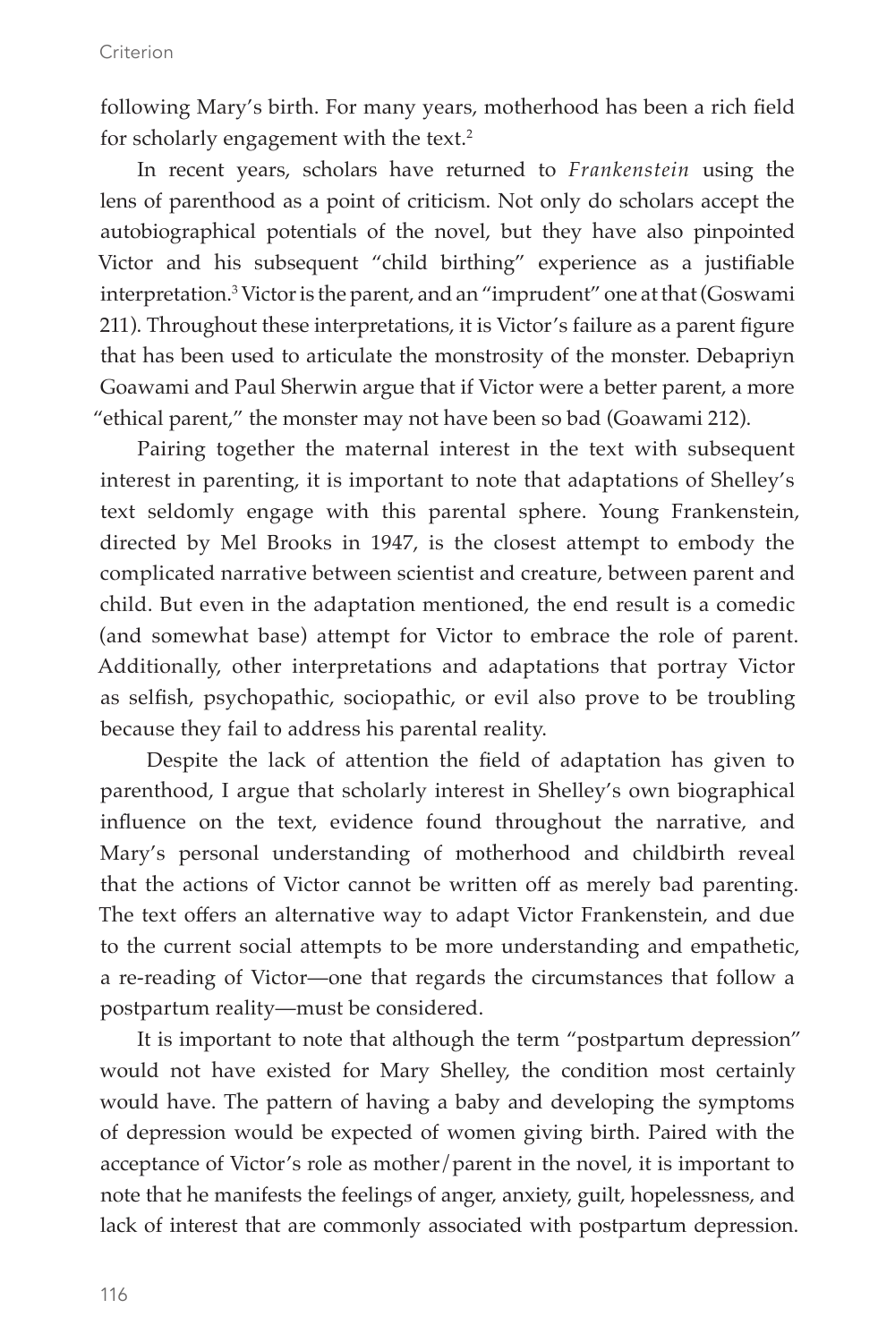following Mary's birth. For many years, motherhood has been a rich field for scholarly engagement with the text.[2]

In recent years, scholars have returned to *Frankenstein* using the lens of parenthood as a point of criticism. Not only do scholars accept the autobiographical potentials of the novel, but they have also pinpointed Victor and his subsequent "child birthing" experience as a justifiable interpretation.[3] Victor is the parent, and an "imprudent" one at that (Goswami 211). Throughout these interpretations, it is Victor's failure as a parent figure that has been used to articulate the monstrosity of the monster. Debapriyn Goawami and Paul Sherwin argue that if Victor were a better parent, a more "ethical parent," the monster may not have been so bad (Goawami 212).

Pairing together the maternal interest in the text with subsequent interest in parenting, it is important to note that adaptations of Shelley's text seldomly engage with this parental sphere. Young Frankenstein, directed by Mel Brooks in 1947, is the closest attempt to embody the complicated narrative between scientist and creature, between parent and child. But even in the adaptation mentioned, the end result is a comedic (and somewhat base) attempt for Victor to embrace the role of parent. Additionally, other interpretations and adaptations that portray Victor as selfish, psychopathic, sociopathic, or evil also prove to be troubling because they fail to address his parental reality.

Despite the lack of attention the field of adaptation has given to parenthood, I argue that scholarly interest in Shelley's own biographical influence on the text, evidence found throughout the narrative, and Mary's personal understanding of motherhood and childbirth reveal that the actions of Victor cannot be written off as merely bad parenting. The text offers an alternative way to adapt Victor Frankenstein, and due to the current social attempts to be more understanding and empathetic, a re-reading of Victor—one that regards the circumstances that follow a postpartum reality—must be considered.

It is important to note that although the term "postpartum depression" would not have existed for Mary Shelley, the condition most certainly would have. The pattern of having a baby and developing the symptoms of depression would be expected of women giving birth. Paired with the acceptance of Victor's role as mother/parent in the novel, it is important to note that he manifests the feelings of anger, anxiety, guilt, hopelessness, and lack of interest that are commonly associated with postpartum depression.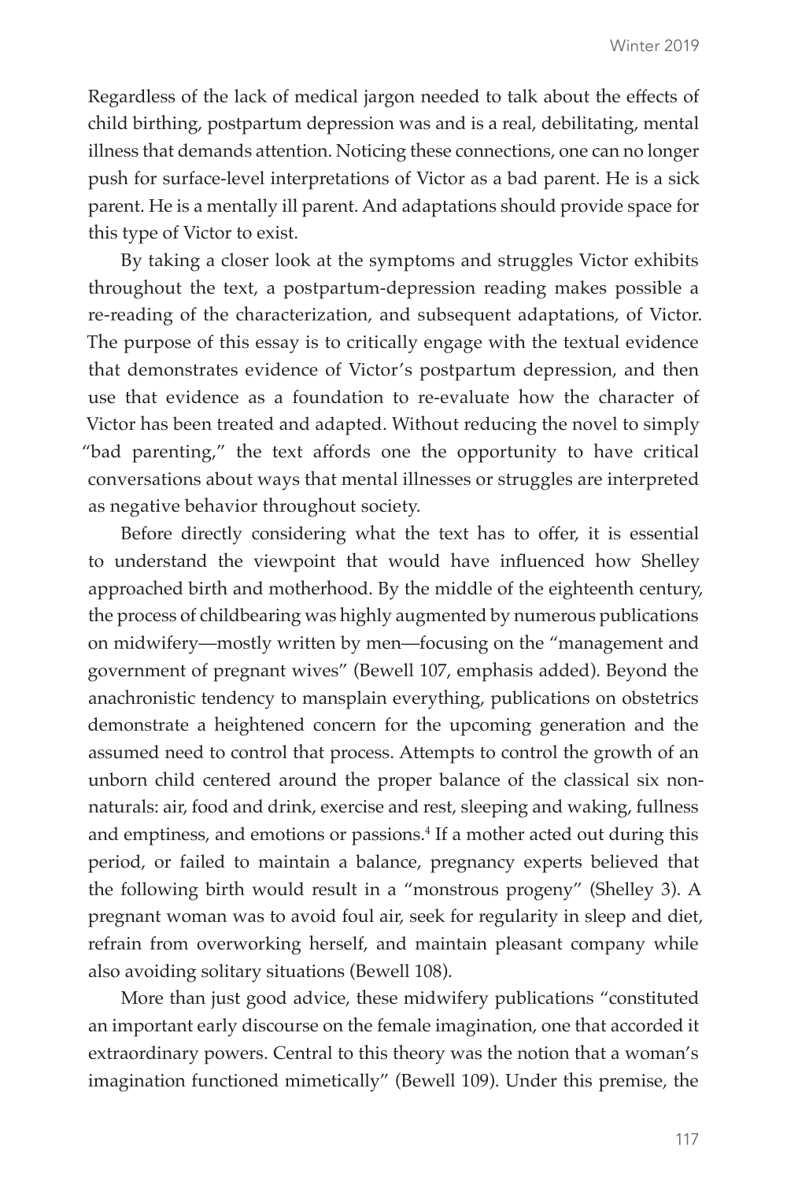Regardless of the lack of medical jargon needed to talk about the effects of child birthing, postpartum depression was and is a real, debilitating, mental illness that demands attention. Noticing these connections, one can no longer push for surface-level interpretations of Victor as a bad parent. He is a sick parent. He is a mentally ill parent. And adaptations should provide space for this type of Victor to exist.

By taking a closer look at the symptoms and struggles Victor exhibits throughout the text, a postpartum-depression reading makes possible a re-reading of the characterization, and subsequent adaptations, of Victor. The purpose of this essay is to critically engage with the textual evidence that demonstrates evidence of Victor's postpartum depression, and then use that evidence as a foundation to re-evaluate how the character of Victor has been treated and adapted. Without reducing the novel to simply "bad parenting," the text affords one the opportunity to have critical conversations about ways that mental illnesses or struggles are interpreted as negative behavior throughout society.

Before directly considering what the text has to offer, it is essential to understand the viewpoint that would have influenced how Shelley approached birth and motherhood. By the middle of the eighteenth century, the process of childbearing was highly augmented by numerous publications on midwifery—mostly written by men—focusing on the "management and government of pregnant wives" (Bewell 107, emphasis added). Beyond the anachronistic tendency to mansplain everything, publications on obstetrics demonstrate a heightened concern for the upcoming generation and the assumed need to control that process. Attempts to control the growth of an unborn child centered around the proper balance of the classical six non-naturals: air, food and drink, exercise and rest, sleeping and waking, fullness and emptiness, and emotions or passions.[4] If a mother acted out during this period, or failed to maintain a balance, pregnancy experts believed that the following birth would result in a "monstrous progeny" (Shelley 3). A pregnant woman was to avoid foul air, seek for regularity in sleep and diet, refrain from overworking herself, and maintain pleasant company while also avoiding solitary situations (Bewell 108).

More than just good advice, these midwifery publications "constituted an important early discourse on the female imagination, one that accorded it extraordinary powers. Central to this theory was the notion that a woman's imagination functioned mimetically" (Bewell 109). Under this premise, the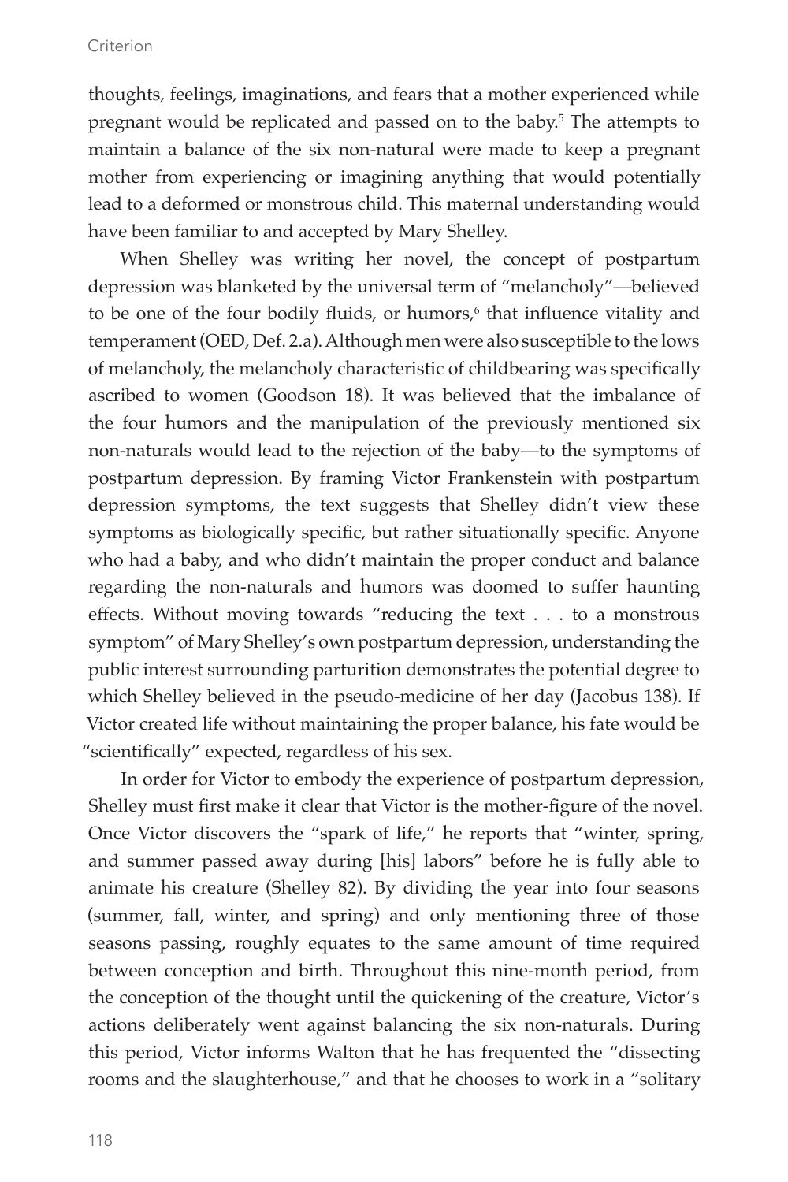thoughts, feelings, imaginations, and fears that a mother experienced while pregnant would be replicated and passed on to the baby.[5] The attempts to maintain a balance of the six non-natural were made to keep a pregnant mother from experiencing or imagining anything that would potentially lead to a deformed or monstrous child. This maternal understanding would have been familiar to and accepted by Mary Shelley.

When Shelley was writing her novel, the concept of postpartum depression was blanketed by the universal term of "melancholy"—believed to be one of the four bodily fluids, or humors,[6] that influence vitality and temperament (OED, Def. 2.a). Although men were also susceptible to the lows of melancholy, the melancholy characteristic of childbearing was specifically ascribed to women (Goodson 18). It was believed that the imbalance of the four humors and the manipulation of the previously mentioned six non-naturals would lead to the rejection of the baby—to the symptoms of postpartum depression. By framing Victor Frankenstein with postpartum depression symptoms, the text suggests that Shelley didn't view these symptoms as biologically specific, but rather situationally specific. Anyone who had a baby, and who didn't maintain the proper conduct and balance regarding the non-naturals and humors was doomed to suffer haunting effects. Without moving towards "reducing the text . . . to a monstrous symptom" of Mary Shelley's own postpartum depression, understanding the public interest surrounding parturition demonstrates the potential degree to which Shelley believed in the pseudo-medicine of her day (Jacobus 138). If Victor created life without maintaining the proper balance, his fate would be "scientifically" expected, regardless of his sex.

In order for Victor to embody the experience of postpartum depression, Shelley must first make it clear that Victor is the mother-figure of the novel. Once Victor discovers the "spark of life," he reports that "winter, spring, and summer passed away during [his] labors" before he is fully able to animate his creature (Shelley 82). By dividing the year into four seasons (summer, fall, winter, and spring) and only mentioning three of those seasons passing, roughly equates to the same amount of time required between conception and birth. Throughout this nine-month period, from the conception of the thought until the quickening of the creature, Victor's actions deliberately went against balancing the six non-naturals. During this period, Victor informs Walton that he has frequented the "dissecting rooms and the slaughterhouse," and that he chooses to work in a "solitary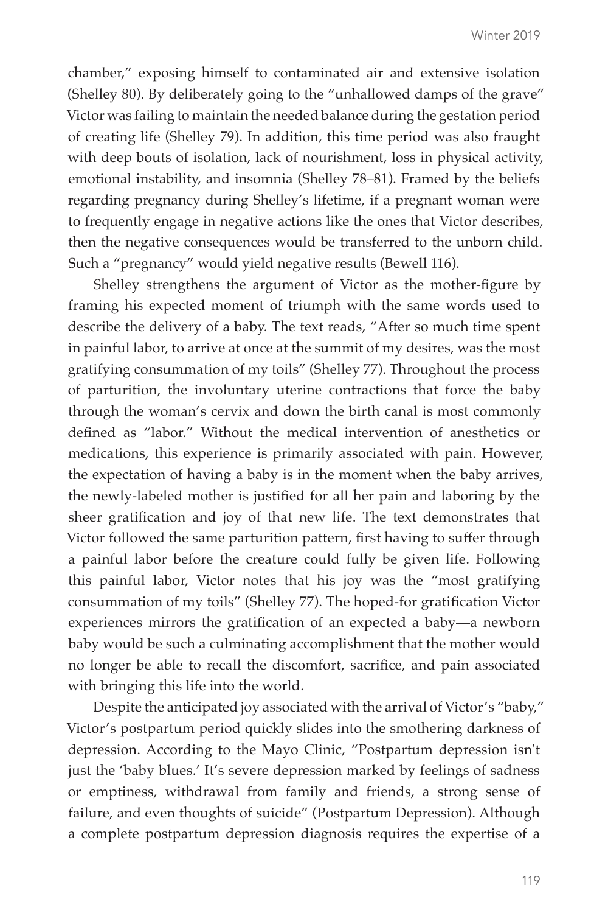chamber," exposing himself to contaminated air and extensive isolation (Shelley 80). By deliberately going to the "unhallowed damps of the grave" Victor was failing to maintain the needed balance during the gestation period of creating life (Shelley 79). In addition, this time period was also fraught with deep bouts of isolation, lack of nourishment, loss in physical activity, emotional instability, and insomnia (Shelley 78–81). Framed by the beliefs regarding pregnancy during Shelley's lifetime, if a pregnant woman were to frequently engage in negative actions like the ones that Victor describes, then the negative consequences would be transferred to the unborn child. Such a "pregnancy" would yield negative results (Bewell 116).

Shelley strengthens the argument of Victor as the mother-figure by framing his expected moment of triumph with the same words used to describe the delivery of a baby. The text reads, "After so much time spent in painful labor, to arrive at once at the summit of my desires, was the most gratifying consummation of my toils" (Shelley 77). Throughout the process of parturition, the involuntary uterine contractions that force the baby through the woman's cervix and down the birth canal is most commonly defined as "labor." Without the medical intervention of anesthetics or medications, this experience is primarily associated with pain. However, the expectation of having a baby is in the moment when the baby arrives, the newly-labeled mother is justified for all her pain and laboring by the sheer gratification and joy of that new life. The text demonstrates that Victor followed the same parturition pattern, first having to suffer through a painful labor before the creature could fully be given life. Following this painful labor, Victor notes that his joy was the "most gratifying consummation of my toils" (Shelley 77). The hoped-for gratification Victor experiences mirrors the gratification of an expected a baby—a newborn baby would be such a culminating accomplishment that the mother would no longer be able to recall the discomfort, sacrifice, and pain associated with bringing this life into the world.

Despite the anticipated joy associated with the arrival of Victor's "baby," Victor's postpartum period quickly slides into the smothering darkness of depression. According to the Mayo Clinic, "Postpartum depression isn't just the 'baby blues.' It's severe depression marked by feelings of sadness or emptiness, withdrawal from family and friends, a strong sense of failure, and even thoughts of suicide" (Postpartum Depression). Although a complete postpartum depression diagnosis requires the expertise of a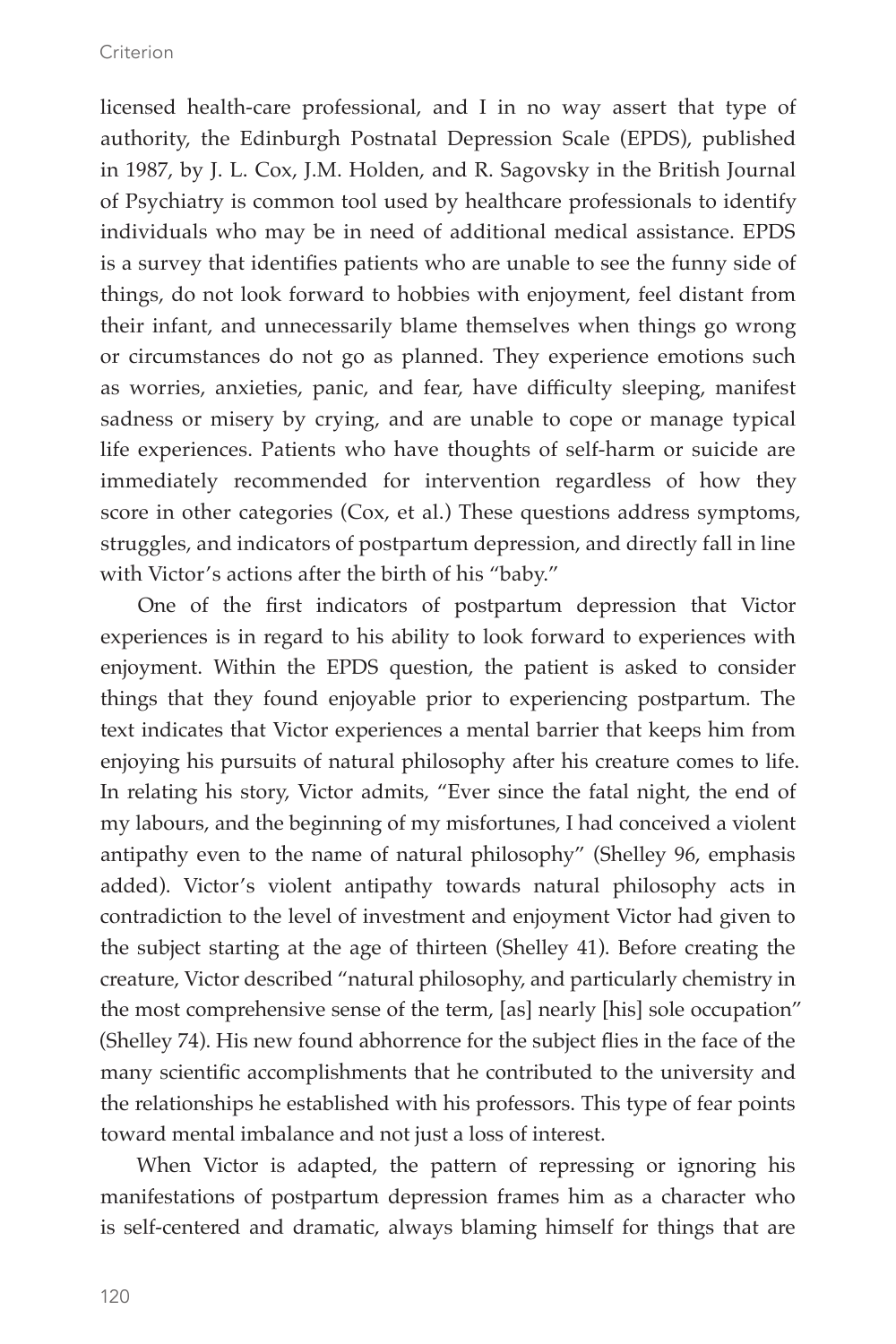licensed health-care professional, and I in no way assert that type of authority, the Edinburgh Postnatal Depression Scale (EPDS), published in 1987, by J. L. Cox, J.M. Holden, and R. Sagovsky in the British Journal of Psychiatry is common tool used by healthcare professionals to identify individuals who may be in need of additional medical assistance. EPDS is a survey that identifies patients who are unable to see the funny side of things, do not look forward to hobbies with enjoyment, feel distant from their infant, and unnecessarily blame themselves when things go wrong or circumstances do not go as planned. They experience emotions such as worries, anxieties, panic, and fear, have difficulty sleeping, manifest sadness or misery by crying, and are unable to cope or manage typical life experiences. Patients who have thoughts of self-harm or suicide are immediately recommended for intervention regardless of how they score in other categories (Cox, et al.) These questions address symptoms, struggles, and indicators of postpartum depression, and directly fall in line with Victor's actions after the birth of his "baby."

One of the first indicators of postpartum depression that Victor experiences is in regard to his ability to look forward to experiences with enjoyment. Within the EPDS question, the patient is asked to consider things that they found enjoyable prior to experiencing postpartum. The text indicates that Victor experiences a mental barrier that keeps him from enjoying his pursuits of natural philosophy after his creature comes to life. In relating his story, Victor admits, "Ever since the fatal night, the end of my labours, and the beginning of my misfortunes, I had conceived a violent antipathy even to the name of natural philosophy" (Shelley 96, emphasis added). Victor's violent antipathy towards natural philosophy acts in contradiction to the level of investment and enjoyment Victor had given to the subject starting at the age of thirteen (Shelley 41). Before creating the creature, Victor described "natural philosophy, and particularly chemistry in the most comprehensive sense of the term, [as] nearly [his] sole occupation" (Shelley 74). His new found abhorrence for the subject flies in the face of the many scientific accomplishments that he contributed to the university and the relationships he established with his professors. This type of fear points toward mental imbalance and not just a loss of interest.

When Victor is adapted, the pattern of repressing or ignoring his manifestations of postpartum depression frames him as a character who is self-centered and dramatic, always blaming himself for things that are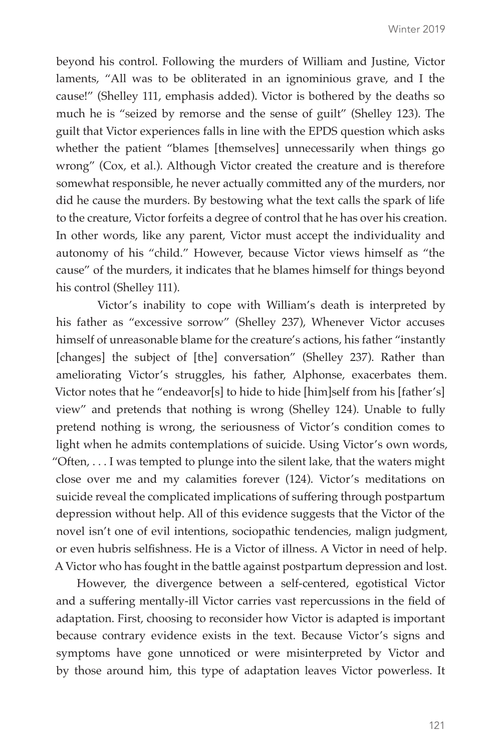beyond his control. Following the murders of William and Justine, Victor laments, "All was to be obliterated in an ignominious grave, and I the cause!" (Shelley 111, emphasis added). Victor is bothered by the deaths so much he is "seized by remorse and the sense of guilt" (Shelley 123). The guilt that Victor experiences falls in line with the EPDS question which asks whether the patient "blames [themselves] unnecessarily when things go wrong" (Cox, et al.). Although Victor created the creature and is therefore somewhat responsible, he never actually committed any of the murders, nor did he cause the murders. By bestowing what the text calls the spark of life to the creature, Victor forfeits a degree of control that he has over his creation. In other words, like any parent, Victor must accept the individuality and autonomy of his "child." However, because Victor views himself as "the cause" of the murders, it indicates that he blames himself for things beyond his control (Shelley 111).

Victor's inability to cope with William's death is interpreted by his father as "excessive sorrow" (Shelley 237), Whenever Victor accuses himself of unreasonable blame for the creature's actions, his father "instantly [changes] the subject of [the] conversation" (Shelley 237). Rather than ameliorating Victor's struggles, his father, Alphonse, exacerbates them. Victor notes that he "endeavor[s] to hide to hide [him]self from his [father's] view" and pretends that nothing is wrong (Shelley 124). Unable to fully pretend nothing is wrong, the seriousness of Victor's condition comes to light when he admits contemplations of suicide. Using Victor's own words, "Often, . . . I was tempted to plunge into the silent lake, that the waters might close over me and my calamities forever (124). Victor's meditations on suicide reveal the complicated implications of suffering through postpartum depression without help. All of this evidence suggests that the Victor of the novel isn't one of evil intentions, sociopathic tendencies, malign judgment, or even hubris selfishness. He is a Victor of illness. A Victor in need of help. A Victor who has fought in the battle against postpartum depression and lost.

However, the divergence between a self-centered, egotistical Victor and a suffering mentally-ill Victor carries vast repercussions in the field of adaptation. First, choosing to reconsider how Victor is adapted is important because contrary evidence exists in the text. Because Victor's signs and symptoms have gone unnoticed or were misinterpreted by Victor and by those around him, this type of adaptation leaves Victor powerless. It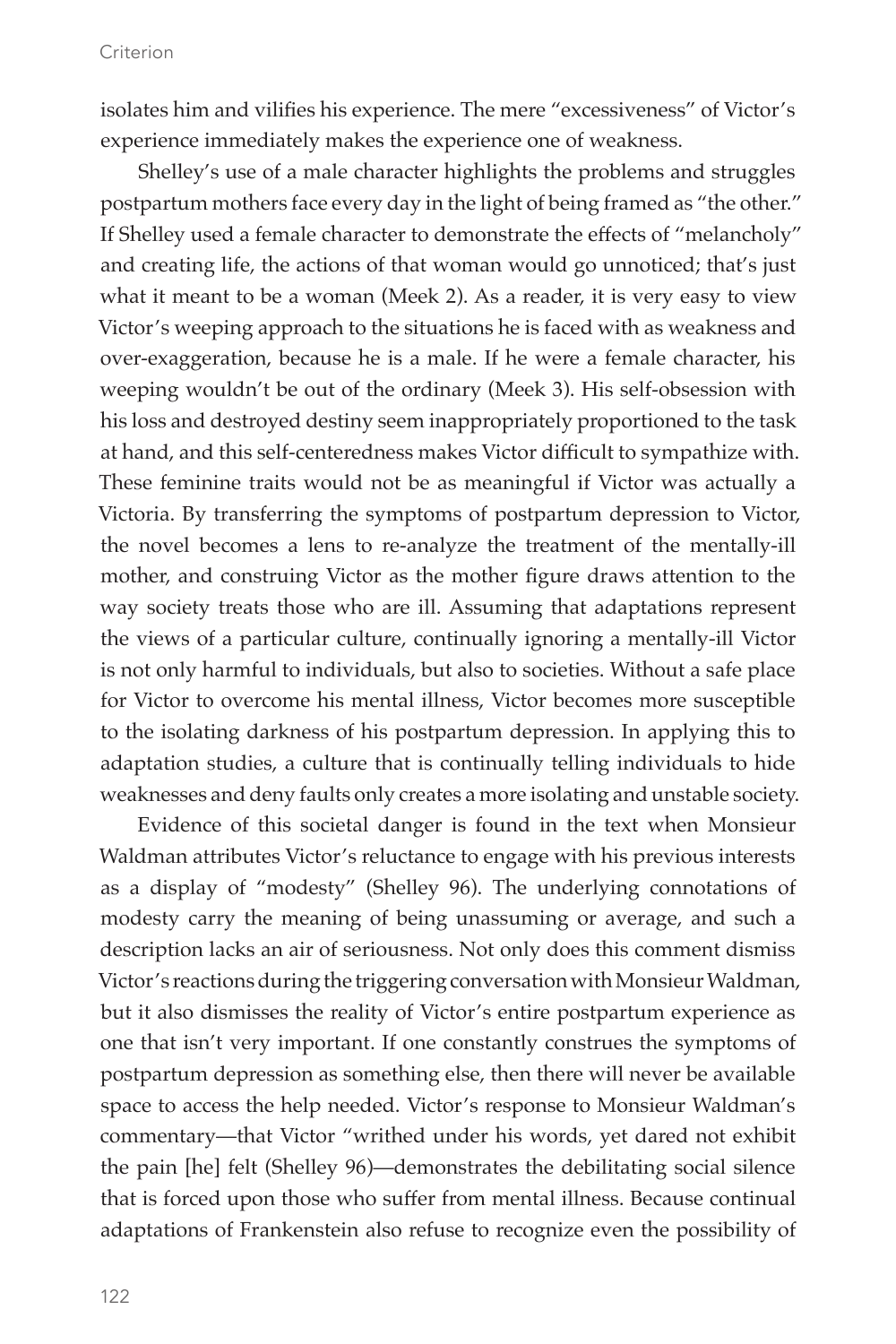isolates him and vilifies his experience. The mere "excessiveness" of Victor's experience immediately makes the experience one of weakness.

Shelley's use of a male character highlights the problems and struggles postpartum mothers face every day in the light of being framed as "the other." If Shelley used a female character to demonstrate the effects of "melancholy" and creating life, the actions of that woman would go unnoticed; that's just what it meant to be a woman (Meek 2). As a reader, it is very easy to view Victor's weeping approach to the situations he is faced with as weakness and over-exaggeration, because he is a male. If he were a female character, his weeping wouldn't be out of the ordinary (Meek 3). His self-obsession with his loss and destroyed destiny seem inappropriately proportioned to the task at hand, and this self-centeredness makes Victor difficult to sympathize with. These feminine traits would not be as meaningful if Victor was actually a Victoria. By transferring the symptoms of postpartum depression to Victor, the novel becomes a lens to re-analyze the treatment of the mentally-ill mother, and construing Victor as the mother figure draws attention to the way society treats those who are ill. Assuming that adaptations represent the views of a particular culture, continually ignoring a mentally-ill Victor is not only harmful to individuals, but also to societies. Without a safe place for Victor to overcome his mental illness, Victor becomes more susceptible to the isolating darkness of his postpartum depression. In applying this to adaptation studies, a culture that is continually telling individuals to hide weaknesses and deny faults only creates a more isolating and unstable society.

Evidence of this societal danger is found in the text when Monsieur Waldman attributes Victor's reluctance to engage with his previous interests as a display of "modesty" (Shelley 96). The underlying connotations of modesty carry the meaning of being unassuming or average, and such a description lacks an air of seriousness. Not only does this comment dismiss Victor's reactions during the triggering conversation with Monsieur Waldman, but it also dismisses the reality of Victor's entire postpartum experience as one that isn't very important. If one constantly construes the symptoms of postpartum depression as something else, then there will never be available space to access the help needed. Victor's response to Monsieur Waldman's commentary—that Victor "writhed under his words, yet dared not exhibit the pain [he] felt (Shelley 96)—demonstrates the debilitating social silence that is forced upon those who suffer from mental illness. Because continual adaptations of Frankenstein also refuse to recognize even the possibility of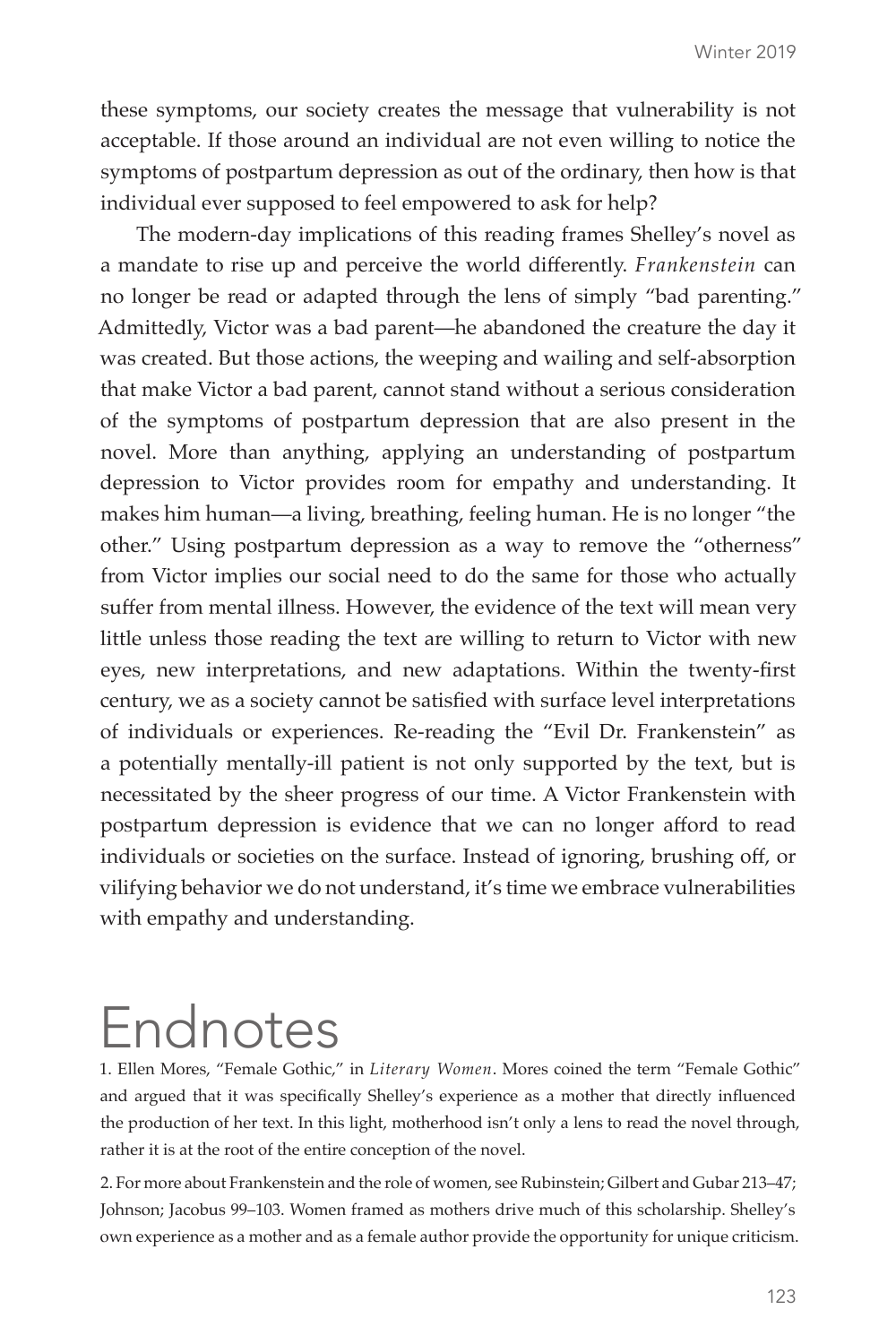these symptoms, our society creates the message that vulnerability is not acceptable. If those around an individual are not even willing to notice the symptoms of postpartum depression as out of the ordinary, then how is that individual ever supposed to feel empowered to ask for help?

The modern-day implications of this reading frames Shelley's novel as a mandate to rise up and perceive the world differently. *Frankenstein* can no longer be read or adapted through the lens of simply "bad parenting." Admittedly, Victor was a bad parent—he abandoned the creature the day it was created. But those actions, the weeping and wailing and self-absorption that make Victor a bad parent, cannot stand without a serious consideration of the symptoms of postpartum depression that are also present in the novel. More than anything, applying an understanding of postpartum depression to Victor provides room for empathy and understanding. It makes him human—a living, breathing, feeling human. He is no longer "the other." Using postpartum depression as a way to remove the "otherness" from Victor implies our social need to do the same for those who actually suffer from mental illness. However, the evidence of the text will mean very little unless those reading the text are willing to return to Victor with new eyes, new interpretations, and new adaptations. Within the twenty-first century, we as a society cannot be satisfied with surface level interpretations of individuals or experiences. Re-reading the "Evil Dr. Frankenstein" as a potentially mentally-ill patient is not only supported by the text, but is necessitated by the sheer progress of our time. A Victor Frankenstein with postpartum depression is evidence that we can no longer afford to read individuals or societies on the surface. Instead of ignoring, brushing off, or vilifying behavior we do not understand, it's time we embrace vulnerabilities with empathy and understanding.

# Endnotes

1. Ellen Mores, "Female Gothic," in *Literary Women*. Mores coined the term "Female Gothic" and argued that it was specifically Shelley's experience as a mother that directly influenced the production of her text. In this light, motherhood isn't only a lens to read the novel through, rather it is at the root of the entire conception of the novel.

2. For more about Frankenstein and the role of women, see Rubinstein; Gilbert and Gubar 213–47; Johnson; Jacobus 99–103. Women framed as mothers drive much of this scholarship. Shelley's own experience as a mother and as a female author provide the opportunity for unique criticism.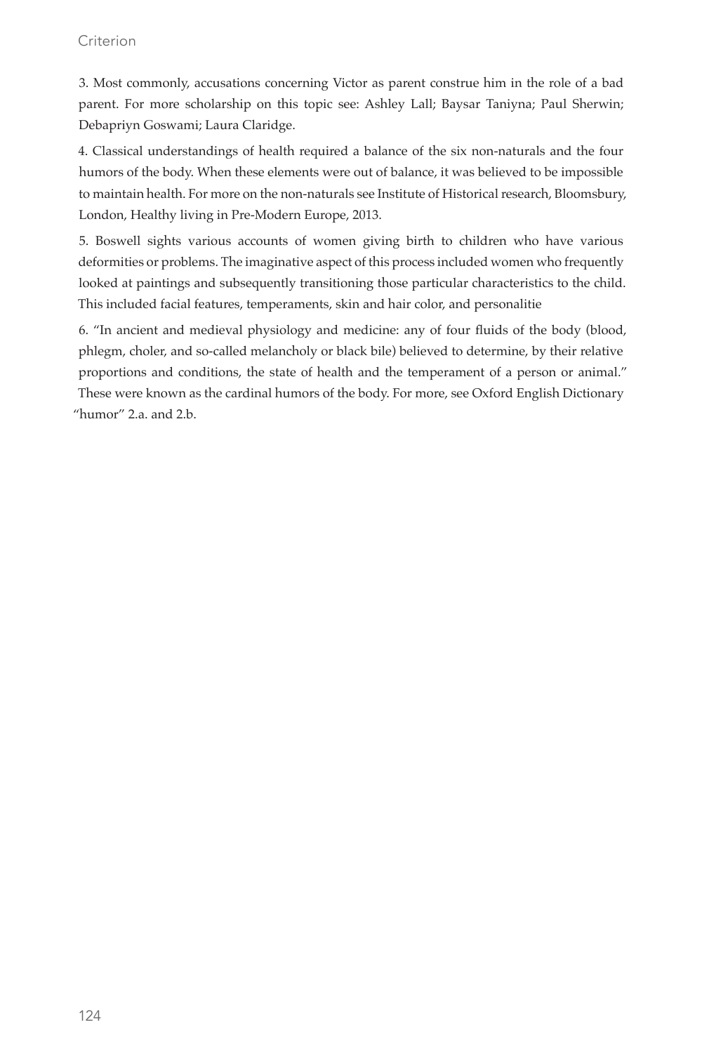3. Most commonly, accusations concerning Victor as parent construe him in the role of a bad parent. For more scholarship on this topic see: Ashley Lall; Baysar Taniyna; Paul Sherwin; Debapriyn Goswami; Laura Claridge.

4. Classical understandings of health required a balance of the six non-naturals and the four humors of the body. When these elements were out of balance, it was believed to be impossible to maintain health. For more on the non-naturals see Institute of Historical research, Bloomsbury, London, Healthy living in Pre-Modern Europe, 2013.

5. Boswell sights various accounts of women giving birth to children who have various deformities or problems. The imaginative aspect of this process included women who frequently looked at paintings and subsequently transitioning those particular characteristics to the child. This included facial features, temperaments, skin and hair color, and personalitie

6. "In ancient and medieval physiology and medicine: any of four fluids of the body (blood, phlegm, choler, and so-called melancholy or black bile) believed to determine, by their relative proportions and conditions, the state of health and the temperament of a person or animal." These were known as the cardinal humors of the body. For more, see Oxford English Dictionary "humor" 2.a. and 2.b.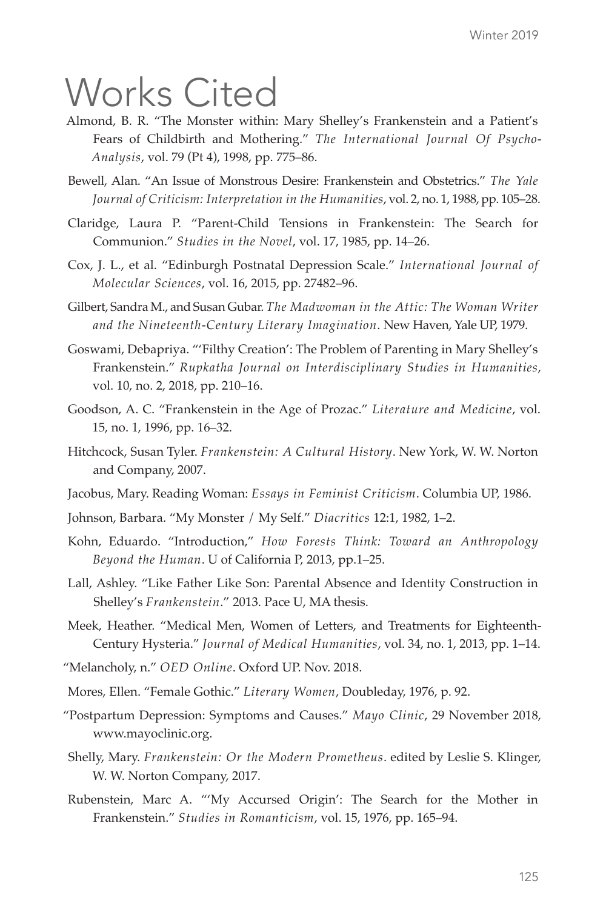# Works Cited

Almond, B. R. "The Monster within: Mary Shelley's Frankenstein and a Patient's Fears of Childbirth and Mothering." *The International Journal Of Psycho-Analysis*, vol. 79 (Pt 4), 1998, pp. 775–86.

Bewell, Alan. "An Issue of Monstrous Desire: Frankenstein and Obstetrics." *The Yale Journal of Criticism: Interpretation in the Humanities*, vol. 2, no. 1, 1988, pp. 105–28.

Claridge, Laura P. "Parent-Child Tensions in Frankenstein: The Search for Communion." *Studies in the Novel*, vol. 17, 1985, pp. 14–26.

Cox, J. L., et al. "Edinburgh Postnatal Depression Scale." *International Journal of Molecular Sciences*, vol. 16, 2015, pp. 27482–96.

Gilbert, Sandra M., and Susan Gubar. *The Madwoman in the Attic: The Woman Writer and the Nineteenth-Century Literary Imagination*. New Haven, Yale UP, 1979.

Goswami, Debapriya. "'Filthy Creation': The Problem of Parenting in Mary Shelley's Frankenstein." *Rupkatha Journal on Interdisciplinary Studies in Humanities*, vol. 10, no. 2, 2018, pp. 210–16.

Goodson, A. C. "Frankenstein in the Age of Prozac." *Literature and Medicine*, vol. 15, no. 1, 1996, pp. 16–32.

Hitchcock, Susan Tyler. *Frankenstein: A Cultural History*. New York, W. W. Norton and Company, 2007.

Jacobus, Mary. Reading Woman: *Essays in Feminist Criticism*. Columbia UP, 1986.

Johnson, Barbara. "My Monster / My Self." *Diacritics* 12:1, 1982, 1–2.

Kohn, Eduardo. "Introduction," *How Forests Think: Toward an Anthropology Beyond the Human*. U of California P, 2013, pp.1–25.

Lall, Ashley. "Like Father Like Son: Parental Absence and Identity Construction in Shelley's *Frankenstein*." 2013. Pace U, MA thesis.

Meek, Heather. "Medical Men, Women of Letters, and Treatments for Eighteenth-Century Hysteria." *Journal of Medical Humanities*, vol. 34, no. 1, 2013, pp. 1–14.

"Melancholy, n." *OED Online*. Oxford UP. Nov. 2018.

Mores, Ellen. "Female Gothic." *Literary Women*, Doubleday, 1976, p. 92.

"Postpartum Depression: Symptoms and Causes." *Mayo Clinic*, 29 November 2018, www.mayoclinic.org.

Shelly, Mary. *Frankenstein: Or the Modern Prometheus*. edited by Leslie S. Klinger, W. W. Norton Company, 2017.

Rubenstein, Marc A. "'My Accursed Origin': The Search for the Mother in Frankenstein." *Studies in Romanticism*, vol. 15, 1976, pp. 165–94.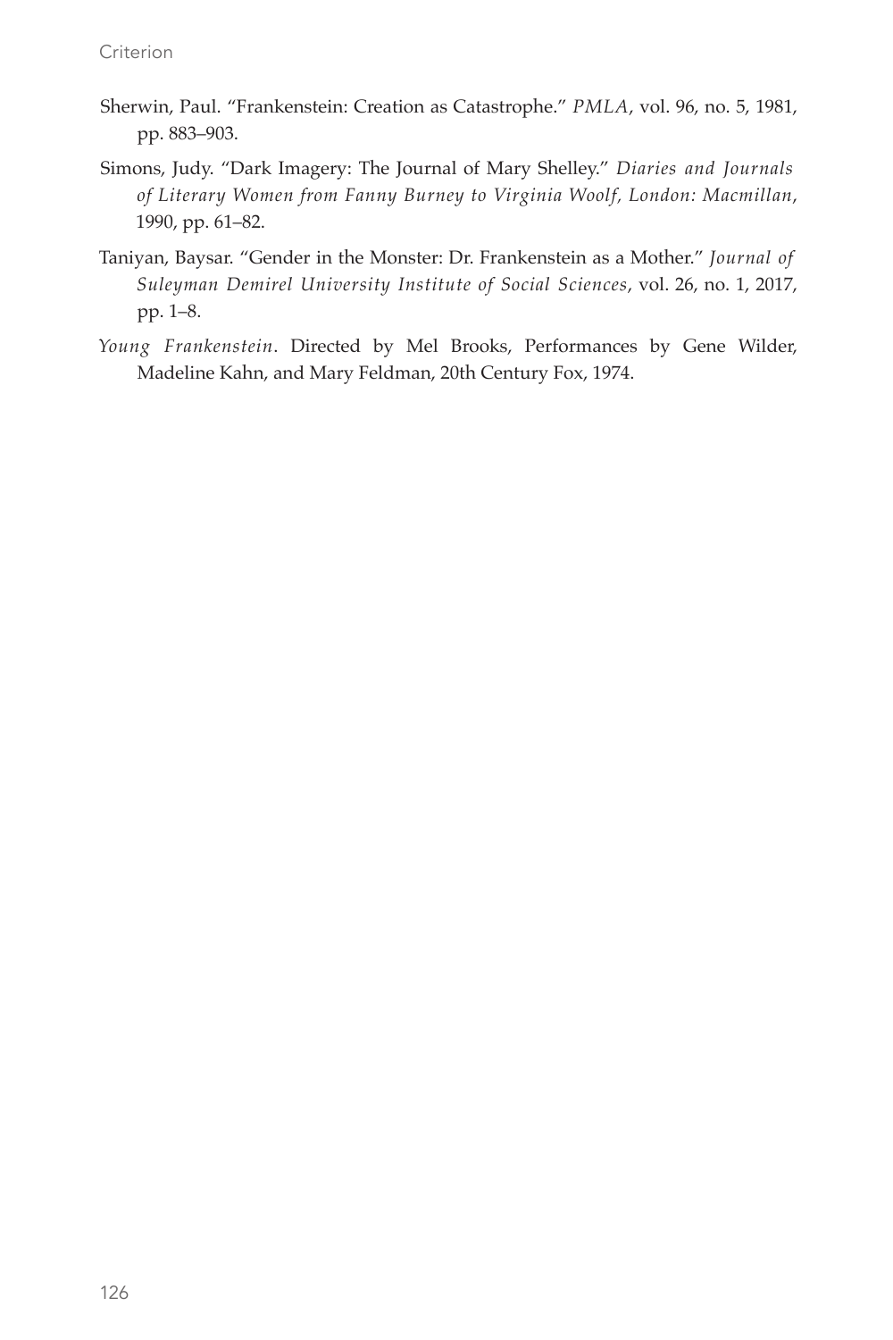Sherwin, Paul. "Frankenstein: Creation as Catastrophe." *PMLA*, vol. 96, no. 5, 1981, pp. 883–903.

Simons, Judy. "Dark Imagery: The Journal of Mary Shelley." *Diaries and Journals of Literary Women from Fanny Burney to Virginia Woolf, London: Macmillan*, 1990, pp. 61–82.

Taniyan, Baysar. "Gender in the Monster: Dr. Frankenstein as a Mother." *Journal of Suleyman Demirel University Institute of Social Sciences*, vol. 26, no. 1, 2017, pp. 1–8.

*Young Frankenstein*. Directed by Mel Brooks, Performances by Gene Wilder, Madeline Kahn, and Mary Feldman, 20th Century Fox, 1974.